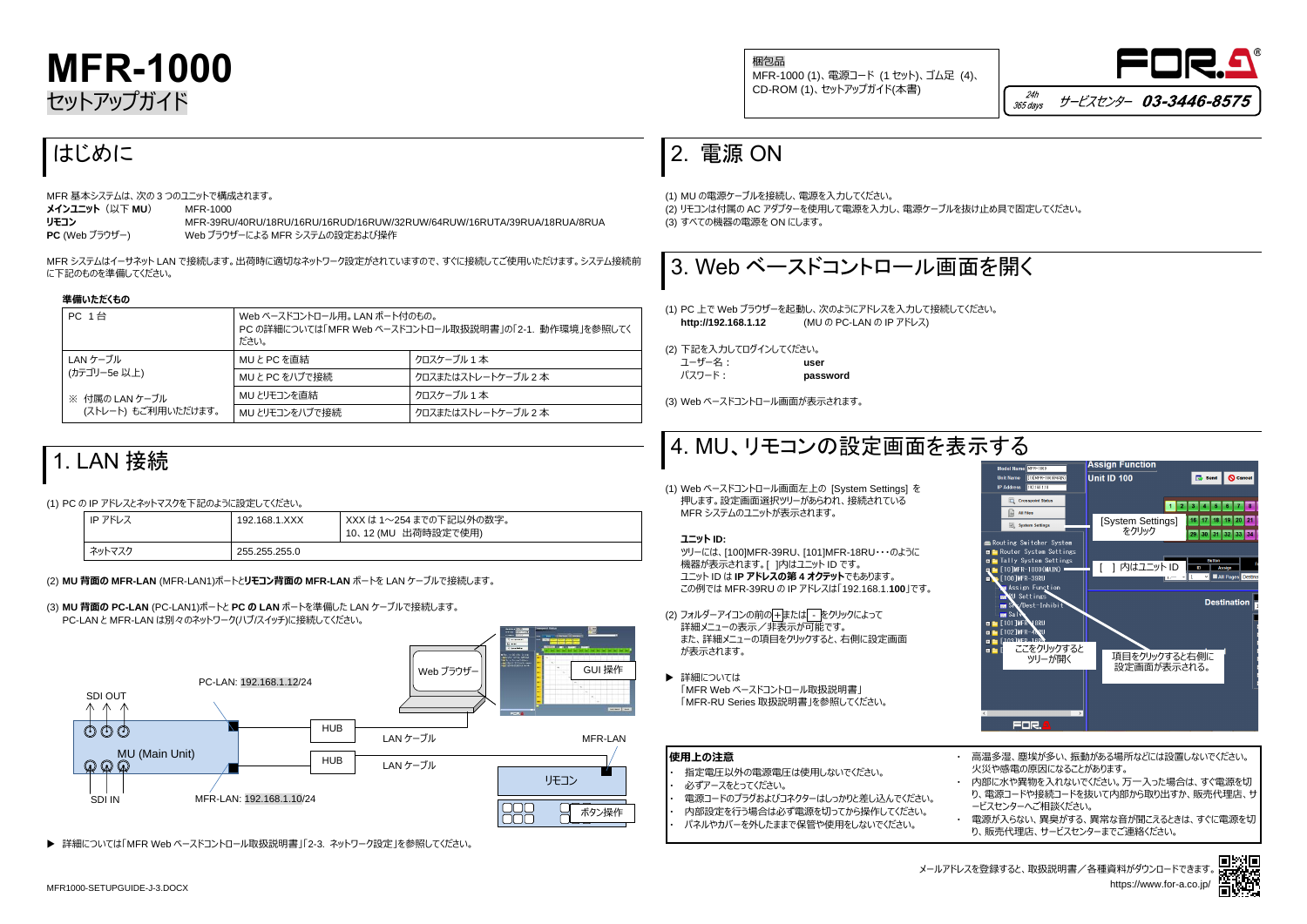# MFR-1000

セットアップガイド

梱包品
MFR-1000 (1)、電源コード (1 セット)、ゴム足 (4)、CD-ROM (1)、セットアップガイド(本書)

24h 365 days サービスセンター 03-3446-8575

## はじめに

MFR 基本システムは、次の 3 つのユニットで構成されます。

**メインユニット**（以下 **MU**） MFR-1000
**リモコン** MFR-39RU/40RU/18RU/16RU/16RUD/16RUW/32RUW/64RUW/16RUTA/39RUA/18RUA/8RUA
**PC** (Web ブラウザー) Web ブラウザーによる MFR システムの設定および操作

MFR システムはイーサネット LAN で接続します。出荷時に適切なネットワーク設定がされていますので、すぐに接続してご使用いただけます。システム接続前に下記のものを準備してください。

**準備いただくもの**

| PC 1 台 | Web ベースドコントロール用。LAN ポート付のもの。PC の詳細については「MFR Web ベースドコントロール取扱説明書」の「2-1. 動作環境」を参照してください。 | |
|---|---|---|
| LAN ケーブル (カテゴリー5e 以上) | MU と PC を直結 | クロスケーブル 1 本 |
| | MU と PC をハブで接続 | クロスまたはストレートケーブル 2 本 |
| ※ 付属の LAN ケーブル (ストレート) もご利用いただけます。 | MU とリモコンを直結 | クロスケーブル 1 本 |
| | MU とリモコンをハブで接続 | クロスまたはストレートケーブル 2 本 |

## 1. LAN 接続

(1) PC の IP アドレスとネットマスクを下記のように設定してください。

| IP アドレス | 192.168.1.XXX | XXX は 1～254 までの下記以外の数字。10、12 (MU 出荷時設定で使用) |
|---|---|---|
| ネットマスク | 255.255.255.0 | |

(2) **MU 背面の MFR-LAN** (MFR-LAN1)ポートと**リモコン背面の MFR-LAN** ポートを LAN ケーブルで接続します。

(3) **MU 背面の PC-LAN** (PC-LAN1)ポートと **PC の LAN** ポートを準備した LAN ケーブルで接続します。
PC-LAN と MFR-LAN は別々のネットワーク(ハブ/スイッチ)に接続してください。

SDI OUT　PC-LAN: 192.168.1.12/24　HUB　LAN ケーブル　Web ブラウザー　GUI 操作
MU (Main Unit)　HUB　LAN ケーブル　MFR-LAN　リモコン　ボタン操作
SDI IN　MFR-LAN: 192.168.1.10/24

▶ 詳細については「MFR Web ベースドコントロール取扱説明書」「2-3. ネットワーク設定」を参照してください。

## 2. 電源 ON

(1) MU の電源ケーブルを接続し、電源を入力してください。
(2) リモコンは付属の AC アダプターを使用して電源を入力し、電源ケーブルを抜け止め具で固定してください。
(3) すべての機器の電源を ON にします。

## 3. Web ベースドコントロール画面を開く

(1) PC 上で Web ブラウザーを起動し、次のようにアドレスを入力して接続してください。
**http://192.168.1.12** (MU の PC-LAN の IP アドレス)

(2) 下記を入力してログインしてください。
ユーザー名： **user**
パスワード： **password**

(3) Web ベースドコントロール画面が表示されます。

## 4. MU、リモコンの設定画面を表示する

(1) Web ベースドコントロール画面左上の [System Settings] を押します。設定画面選択ツリーがあらわれ、接続されている MFR システムのユニットが表示されます。

**ユニット ID:**
ツリーには、[100]MFR-39RU、[101]MFR-18RU･･･のように機器が表示されます。[ ]内はユニット ID です。
ユニット ID は **IP アドレスの第 4 オクテット**でもあります。
この例では MFR-39RU の IP アドレスは「192.168.1.**100**」です。

(2) フォルダーアイコンの前の + または - をクリックによって詳細メニューの表示／非表示が可能です。
また、詳細メニューの項目をクリックすると、右側に設定画面が表示されます。

▶ 詳細については
「MFR Web ベースドコントロール取扱説明書」
「MFR-RU Series 取扱説明書」を参照してください。

[System Settings] をクリック
[ ] 内はユニット ID
ここをクリックするとツリーが開く
項目をクリックすると右側に設定画面が表示される。

**使用上の注意**

- 指定電圧以外の電源電圧は使用しないでください。
- 必ずアースをとってください。
- 電源コードのプラグおよびコネクターはしっかりと差し込んでください。
- 内部設定を行う場合は必ず電源を切ってから操作してください。
- パネルやカバーを外したままで保管や使用をしないでください。
- 高温多湿、塵埃が多い、振動がある場所などには設置しないでください。火災や感電の原因になることがあります。
- 内部に水や異物を入れないでください。万一入った場合は、すぐ電源を切り、電源コードや接続コードを抜いて内部から取り出すか、販売代理店、サービスセンターへご相談ください。
- 電源が入らない、異臭がする、異常な音が聞こえるときは、すぐに電源を切り、販売代理店、サービスセンターまでご連絡ください。

メールアドレスを登録すると、取扱説明書／各種資料がダウンロードできます。
https://www.for-a.co.jp/

MFR1000-SETUPGUIDE-J-3.DOCX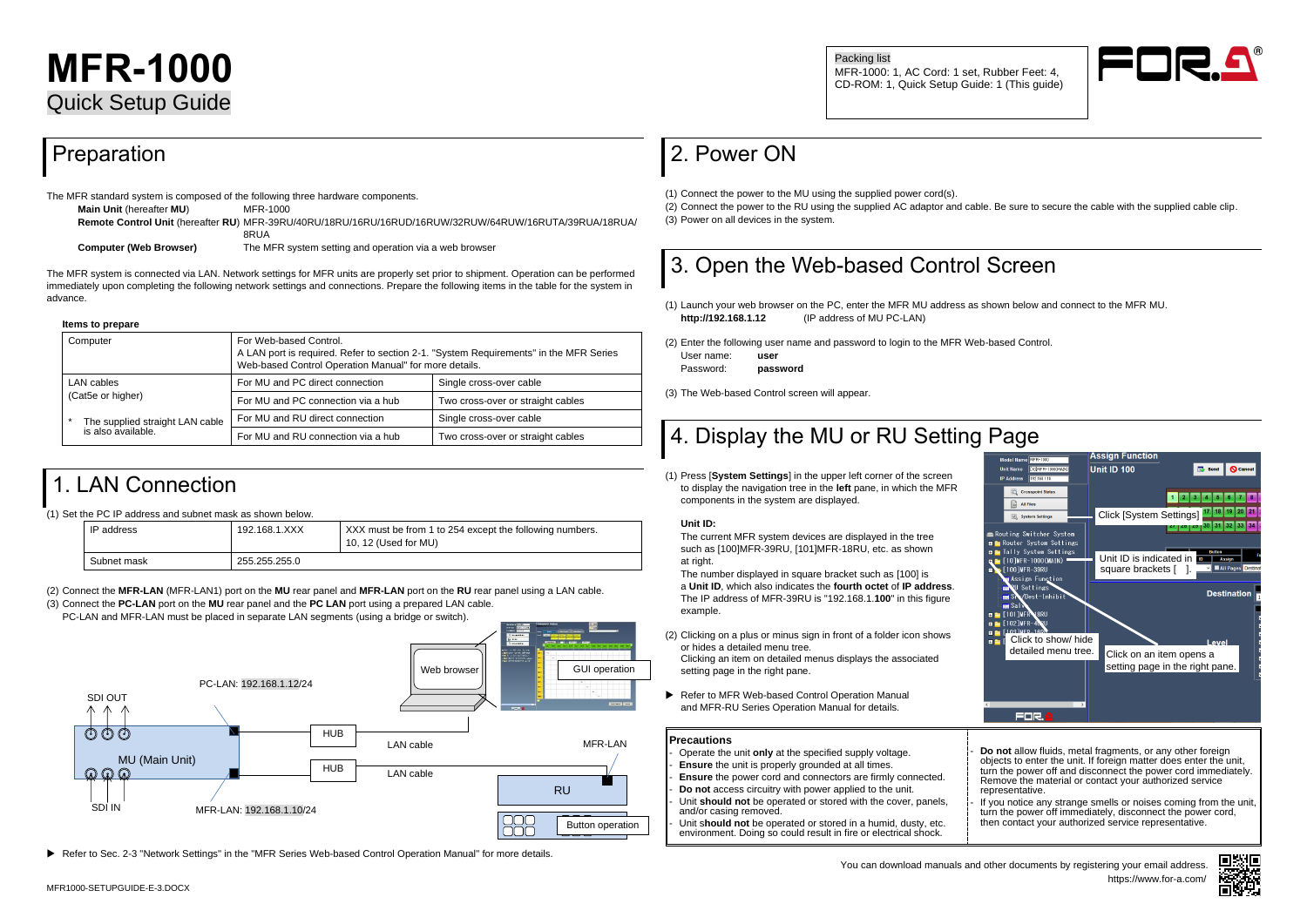# MFR-1000

Quick Setup Guide

Packing list
MFR-1000: 1, AC Cord: 1 set, Rubber Feet: 4, CD-ROM: 1, Quick Setup Guide: 1 (This guide)

## Preparation

The MFR standard system is composed of the following three hardware components.

| | |
|---|---|
| **Main Unit** (hereafter **MU**) | MFR-1000 |
| **Remote Control Unit** (hereafter **RU**) | MFR-39RU/40RU/18RU/16RU/16RUD/16RUW/32RUW/64RUW/16RUTA/39RUA/18RUA/8RUA |
| **Computer (Web Browser)** | The MFR system setting and operation via a web browser |

The MFR system is connected via LAN. Network settings for MFR units are properly set prior to shipment. Operation can be performed immediately upon completing the following network settings and connections. Prepare the following items in the table for the system in advance.

**Items to prepare**

| | | |
|---|---|---|
| Computer | For Web-based Control. A LAN port is required. Refer to section 2-1. "System Requirements" in the MFR Series Web-based Control Operation Manual" for more details. | |
| LAN cables (Cat5e or higher) * The supplied straight LAN cable is also available. | For MU and PC direct connection | Single cross-over cable |
| | For MU and PC connection via a hub | Two cross-over or straight cables |
| | For MU and RU direct connection | Single cross-over cable |
| | For MU and RU connection via a hub | Two cross-over or straight cables |

## 1. LAN Connection

(1) Set the PC IP address and subnet mask as shown below.

| | | |
|---|---|---|
| IP address | 192.168.1.XXX | XXX must be from 1 to 254 except the following numbers. 10, 12 (Used for MU) |
| Subnet mask | 255.255.255.0 | |

(2) Connect the **MFR-LAN** (MFR-LAN1) port on the **MU** rear panel and **MFR-LAN** port on the **RU** rear panel using a LAN cable.
(3) Connect the **PC-LAN** port on the **MU** rear panel and the **PC LAN** port using a prepared LAN cable.
PC-LAN and MFR-LAN must be placed in separate LAN segments (using a bridge or switch).

SDI OUT
PC-LAN: 192.168.1.12/24
Web browser
GUI operation
HUB
LAN cable
MFR-LAN
MU (Main Unit)
HUB
LAN cable
RU
SDI IN
MFR-LAN: 192.168.1.10/24
Button operation

▶ Refer to Sec. 2-3 "Network Settings" in the "MFR Series Web-based Control Operation Manual" for more details.

## 2. Power ON

(1) Connect the power to the MU using the supplied power cord(s).
(2) Connect the power to the RU using the supplied AC adaptor and cable. Be sure to secure the cable with the supplied cable clip.
(3) Power on all devices in the system.

## 3. Open the Web-based Control Screen

(1) Launch your web browser on the PC, enter the MFR MU address as shown below and connect to the MFR MU.
**http://192.168.1.12** (IP address of MU PC-LAN)

(2) Enter the following user name and password to login to the MFR Web-based Control.
User name: **user**
Password: **password**

(3) The Web-based Control screen will appear.

## 4. Display the MU or RU Setting Page

(1) Press [**System Settings**] in the upper left corner of the screen to display the navigation tree in the **left** pane, in which the MFR components in the system are displayed.

**Unit ID:**
The current MFR system devices are displayed in the tree such as [100]MFR-39RU, [101]MFR-18RU, etc. as shown at right.
The number displayed in square bracket such as [100] is a **Unit ID**, which also indicates the **fourth octet** of **IP address**. The IP address of MFR-39RU is "192.168.1.**100**" in this figure example.

(2) Clicking on a plus or minus sign in front of a folder icon shows or hides a detailed menu tree.
Clicking an item on detailed menus displays the associated setting page in the right pane.

▶ Refer to MFR Web-based Control Operation Manual and MFR-RU Series Operation Manual for details.

Click [System Settings]
Unit ID is indicated in square brackets [ ].
Click to show/ hide detailed menu tree.
Click on an item opens a setting page in the right pane.

**Precautions**

- Operate the unit **only** at the specified supply voltage.
- **Ensure** the unit is properly grounded at all times.
- **Ensure** the power cord and connectors are firmly connected.
- **Do not** access circuitry with power applied to the unit.
- Unit **should not** be operated or stored with the cover, panels, and/or casing removed.
- Unit **should not** be operated or stored in a humid, dusty, etc. environment. Doing so could result in fire or electrical shock.
- **Do not** allow fluids, metal fragments, or any other foreign objects to enter the unit. If foreign matter does enter the unit, turn the power off and disconnect the power cord immediately. Remove the material or contact your authorized service representative.
- If you notice any strange smells or noises coming from the unit, turn the power off immediately, disconnect the power cord, then contact your authorized service representative.

You can download manuals and other documents by registering your email address.
https://www.for-a.com/

MFR1000-SETUPGUIDE-E-3.DOCX